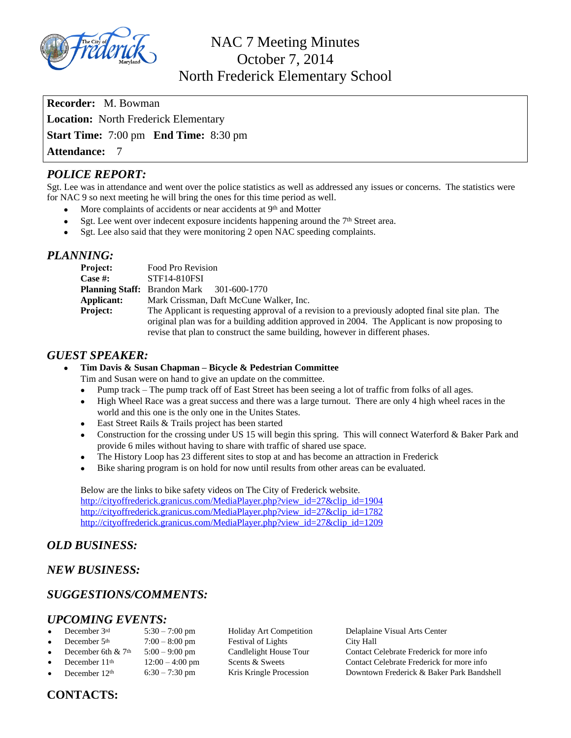# NAC 7 Meeting Minutes
## October 7, 2014
## North Frederick Elementary School

**Recorder:** M. Bowman

**Location:** North Frederick Elementary

**Start Time:** 7:00 pm **End Time:** 8:30 pm

**Attendance:** 7

## *POLICE REPORT:*

Sgt. Lee was in attendance and went over the police statistics as well as addressed any issues or concerns. The statistics were for NAC 9 so next meeting he will bring the ones for this time period as well.

- More complaints of accidents or near accidents at 9th and Motter
- Sgt. Lee went over indecent exposure incidents happening around the 7th Street area.
- Sgt. Lee also said that they were monitoring 2 open NAC speeding complaints.

## *PLANNING:*

**Project:** Food Pro Revision
**Case #:** STF14-810FSI
**Planning Staff:** Brandon Mark 301-600-1770
**Applicant:** Mark Crissman, Daft McCune Walker, Inc.
**Project:** The Applicant is requesting approval of a revision to a previously adopted final site plan. The original plan was for a building addition approved in 2004. The Applicant is now proposing to revise that plan to construct the same building, however in different phases.

## *GUEST SPEAKER:*

- **Tim Davis & Susan Chapman – Bicycle & Pedestrian Committee**
  Tim and Susan were on hand to give an update on the committee.
  - Pump track – The pump track off of East Street has been seeing a lot of traffic from folks of all ages.
  - High Wheel Race was a great success and there was a large turnout. There are only 4 high wheel races in the world and this one is the only one in the Unites States.
  - East Street Rails & Trails project has been started
  - Construction for the crossing under US 15 will begin this spring. This will connect Waterford & Baker Park and provide 6 miles without having to share with traffic of shared use space.
  - The History Loop has 23 different sites to stop at and has become an attraction in Frederick
  - Bike sharing program is on hold for now until results from other areas can be evaluated.

  Below are the links to bike safety videos on The City of Frederick website.
  http://cityoffrederick.granicus.com/MediaPlayer.php?view_id=27&clip_id=1904
  http://cityoffrederick.granicus.com/MediaPlayer.php?view_id=27&clip_id=1782
  http://cityoffrederick.granicus.com/MediaPlayer.php?view_id=27&clip_id=1209

## *OLD BUSINESS:*

## *NEW BUSINESS:*

## *SUGGESTIONS/COMMENTS:*

## *UPCOMING EVENTS:*

- December 3rd — 5:30 – 7:00 pm — Holiday Art Competition — Delaplaine Visual Arts Center
- December 5th — 7:00 – 8:00 pm — Festival of Lights — City Hall
- December 6th & 7th — 5:00 – 9:00 pm — Candlelight House Tour — Contact Celebrate Frederick for more info
- December 11th — 12:00 – 4:00 pm — Scents & Sweets — Contact Celebrate Frederick for more info
- December 12th — 6:30 – 7:30 pm — Kris Kringle Procession — Downtown Frederick & Baker Park Bandshell

## CONTACTS: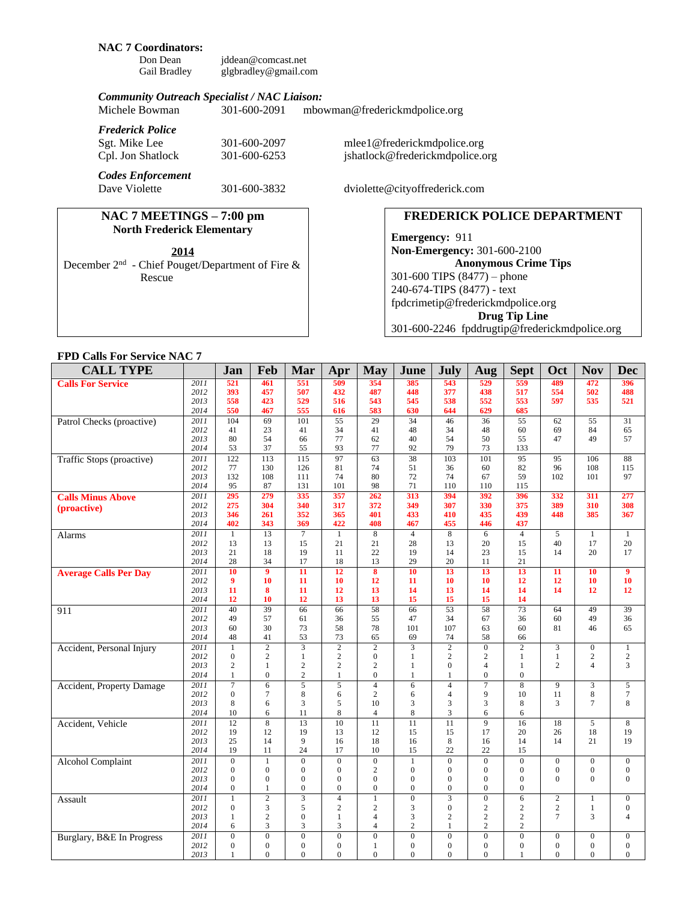**NAC 7 Coordinators:**

| | |
|---|---|
| Don Dean | jddean@comcast.net |
| Gail Bradley | glgbradley@gmail.com |

***Community Outreach Specialist / NAC Liaison:***

Michele Bowman 301-600-2091 mbowman@frederickmdpolice.org

***Frederick Police***

| | | |
|---|---|---|
| Sgt. Mike Lee | 301-600-2097 | mlee1@frederickmdpolice.org |
| Cpl. Jon Shatlock | 301-600-6253 | jshatlock@frederickmdpolice.org |

***Codes Enforcement***

| | | |
|---|---|---|
| Dave Violette | 301-600-3832 | dviolette@cityoffrederick.com |

## NAC 7 MEETINGS – 7:00 pm
**North Frederick Elementary**

**2014**

December 2nd - Chief Pouget/Department of Fire & Rescue

## FREDERICK POLICE DEPARTMENT

**Emergency:** 911
**Non-Emergency:** 301-600-2100

**Anonymous Crime Tips**
301-600 TIPS (8477) – phone
240-674-TIPS (8477) - text
fpdcrimetip@frederickmdpolice.org

**Drug Tip Line**
301-600-2246 fpddrugtip@frederickmdpolice.org

**FPD Calls For Service NAC 7**

| CALL TYPE | | Jan | Feb | Mar | Apr | May | June | July | Aug | Sept | Oct | Nov | Dec |
|---|---|---|---|---|---|---|---|---|---|---|---|---|---|
| **Calls For Service** | 2011 | 521 | 461 | 551 | 509 | 354 | 385 | 543 | 529 | 559 | 489 | 472 | 396 |
| | 2012 | 393 | 457 | 507 | 432 | 487 | 448 | 377 | 438 | 517 | 554 | 502 | 488 |
| | 2013 | 558 | 423 | 529 | 516 | 543 | 545 | 538 | 552 | 553 | 597 | 535 | 521 |
| | 2014 | 550 | 467 | 555 | 616 | 583 | 630 | 644 | 629 | 685 | | | |
| Patrol Checks (proactive) | 2011 | 104 | 69 | 101 | 55 | 29 | 34 | 46 | 36 | 55 | 62 | 55 | 31 |
| | 2012 | 41 | 23 | 41 | 34 | 41 | 48 | 34 | 48 | 60 | 69 | 84 | 65 |
| | 2013 | 80 | 54 | 66 | 77 | 62 | 40 | 54 | 50 | 55 | 47 | 49 | 57 |
| | 2014 | 53 | 37 | 55 | 93 | 77 | 92 | 79 | 73 | 133 | | | |
| Traffic Stops (proactive) | 2011 | 122 | 113 | 115 | 97 | 63 | 38 | 103 | 101 | 95 | 95 | 106 | 88 |
| | 2012 | 77 | 130 | 126 | 81 | 74 | 51 | 36 | 60 | 82 | 96 | 108 | 115 |
| | 2013 | 132 | 108 | 111 | 74 | 80 | 72 | 74 | 59 | 59 | 102 | 101 | 97 |
| | 2014 | 95 | 87 | 131 | 101 | 98 | 71 | 110 | 110 | 115 | | | |
| **Calls Minus Above (proactive)** | 2011 | 295 | 279 | 335 | 357 | 262 | 313 | 394 | 392 | 396 | 332 | 311 | 277 |
| | 2012 | 275 | 304 | 340 | 317 | 372 | 349 | 307 | 330 | 375 | 389 | 310 | 308 |
| | 2013 | 346 | 261 | 352 | 365 | 401 | 433 | 410 | 435 | 439 | 448 | 385 | 367 |
| | 2014 | 402 | 343 | 369 | 422 | 408 | 467 | 455 | 446 | 437 | | | |
| Alarms | 2011 | 1 | 13 | 7 | 1 | 8 | 4 | 8 | 6 | 4 | 5 | 1 | 1 |
| | 2012 | 13 | 13 | 15 | 21 | 21 | 28 | 13 | 20 | 15 | 40 | 17 | 20 |
| | 2013 | 21 | 18 | 19 | 11 | 22 | 19 | 14 | 23 | 15 | 14 | 20 | 17 |
| | 2014 | 28 | 34 | 17 | 18 | 13 | 29 | 20 | 11 | 21 | | | |
| **Average Calls Per Day** | 2011 | 10 | 9 | 11 | 12 | 8 | 10 | 13 | 13 | 13 | 11 | 10 | 9 |
| | 2012 | 9 | 10 | 11 | 10 | 12 | 11 | 10 | 10 | 12 | 12 | 10 | 10 |
| | 2013 | 11 | 8 | 11 | 12 | 13 | 14 | 13 | 14 | 14 | 14 | 12 | 12 |
| | 2014 | 12 | 10 | 12 | 13 | 13 | 15 | 15 | 15 | 14 | | | |
| 911 | 2011 | 40 | 39 | 66 | 66 | 58 | 66 | 53 | 58 | 73 | 64 | 49 | 39 |
| | 2012 | 49 | 57 | 61 | 36 | 55 | 47 | 34 | 67 | 36 | 60 | 49 | 36 |
| | 2013 | 60 | 30 | 73 | 58 | 78 | 101 | 107 | 63 | 60 | 81 | 46 | 65 |
| | 2014 | 48 | 41 | 53 | 73 | 65 | 69 | 74 | 58 | 66 | | | |
| Accident, Personal Injury | 2011 | 1 | 2 | 3 | 2 | 2 | 3 | 2 | 0 | 2 | 3 | 0 | 1 |
| | 2012 | 0 | 2 | 1 | 2 | 0 | 1 | 2 | 2 | 1 | 1 | 2 | 2 |
| | 2013 | 2 | 1 | 2 | 2 | 2 | 1 | 0 | 4 | 1 | 2 | 4 | 3 |
| | 2014 | 1 | 0 | 2 | 1 | 0 | 1 | 1 | 0 | 0 | | | |
| Accident, Property Damage | 2011 | 7 | 6 | 5 | 5 | 4 | 6 | 4 | 7 | 8 | 9 | 3 | 5 |
| | 2012 | 0 | 7 | 8 | 6 | 2 | 6 | 4 | 9 | 10 | 11 | 8 | 7 |
| | 2013 | 8 | 6 | 3 | 5 | 10 | 3 | 3 | 3 | 8 | 3 | 7 | 8 |
| | 2014 | 10 | 6 | 11 | 8 | 4 | 8 | 3 | 6 | 6 | | | |
| Accident, Vehicle | 2011 | 12 | 8 | 13 | 10 | 11 | 11 | 11 | 9 | 16 | 18 | 5 | 8 |
| | 2012 | 19 | 12 | 19 | 13 | 12 | 15 | 15 | 17 | 20 | 26 | 18 | 19 |
| | 2013 | 25 | 14 | 9 | 16 | 18 | 16 | 8 | 16 | 14 | 14 | 21 | 19 |
| | 2014 | 19 | 11 | 24 | 17 | 10 | 15 | 22 | 22 | 15 | | | |
| Alcohol Complaint | 2011 | 0 | 1 | 0 | 0 | 0 | 1 | 0 | 0 | 0 | 0 | 0 | 0 |
| | 2012 | 0 | 0 | 0 | 0 | 2 | 0 | 0 | 0 | 0 | 0 | 0 | 0 |
| | 2013 | 0 | 0 | 0 | 0 | 0 | 0 | 0 | 0 | 0 | 0 | 0 | 0 |
| | 2014 | 0 | 1 | 0 | 0 | 0 | 0 | 0 | 0 | 0 | | | |
| Assault | 2011 | 1 | 2 | 3 | 4 | 1 | 0 | 3 | 0 | 6 | 2 | 1 | 0 |
| | 2012 | 0 | 3 | 5 | 2 | 2 | 3 | 0 | 2 | 2 | 2 | 1 | 0 |
| | 2013 | 1 | 2 | 0 | 1 | 4 | 3 | 2 | 2 | 2 | 7 | 3 | 4 |
| | 2014 | 6 | 3 | 3 | 3 | 4 | 2 | 1 | 2 | 2 | | | |
| Burglary, B&E In Progress | 2011 | 0 | 0 | 0 | 0 | 0 | 0 | 0 | 0 | 0 | 0 | 0 | 0 |
| | 2012 | 0 | 0 | 0 | 0 | 1 | 0 | 0 | 0 | 0 | 0 | 0 | 0 |
| | 2013 | 1 | 0 | 0 | 0 | 0 | 0 | 0 | 0 | 1 | 0 | 0 | 0 |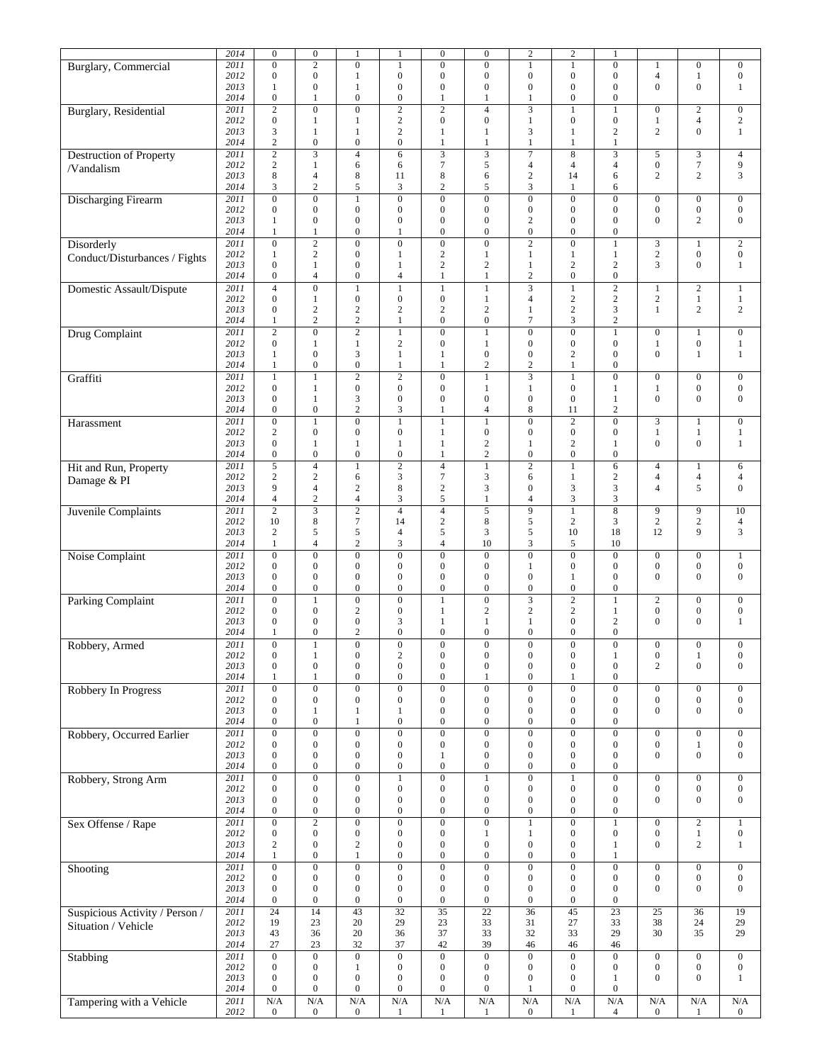| | | | | | | | | | | | | | |
|---|---|---|---|---|---|---|---|---|---|---|---|---|---|
| | 2014 | 0 | 0 | 1 | 1 | 0 | 0 | 2 | 2 | 1 | | | |
| Burglary, Commercial | 2011 | 0 | 2 | 0 | 1 | 0 | 0 | 1 | 1 | 0 | 1 | 0 | 0 |
| | 2012 | 0 | 0 | 1 | 0 | 0 | 0 | 0 | 0 | 0 | 4 | 1 | 0 |
| | 2013 | 1 | 0 | 1 | 0 | 0 | 0 | 0 | 0 | 0 | 0 | 0 | 1 |
| | 2014 | 0 | 1 | 0 | 0 | 1 | 1 | 1 | 0 | 0 | | | |
| Burglary, Residential | 2011 | 2 | 0 | 0 | 2 | 2 | 4 | 3 | 1 | 1 | 0 | 2 | 0 |
| | 2012 | 0 | 1 | 1 | 2 | 0 | 0 | 1 | 0 | 0 | 1 | 4 | 2 |
| | 2013 | 3 | 1 | 1 | 2 | 1 | 1 | 3 | 1 | 2 | 2 | 0 | 1 |
| | 2014 | 2 | 0 | 0 | 0 | 1 | 1 | 1 | 1 | 1 | | | |
| Destruction of Property /Vandalism | 2011 | 2 | 3 | 4 | 6 | 3 | 3 | 7 | 8 | 3 | 5 | 3 | 4 |
| | 2012 | 2 | 1 | 6 | 6 | 7 | 5 | 4 | 4 | 4 | 0 | 7 | 9 |
| | 2013 | 8 | 4 | 8 | 11 | 8 | 6 | 2 | 14 | 6 | 2 | 2 | 3 |
| | 2014 | 3 | 2 | 5 | 3 | 2 | 5 | 3 | 1 | 6 | | | |
| Discharging Firearm | 2011 | 0 | 0 | 1 | 0 | 0 | 0 | 0 | 0 | 0 | 0 | 0 | 0 |
| | 2012 | 0 | 0 | 0 | 0 | 0 | 0 | 0 | 0 | 0 | 0 | 0 | 0 |
| | 2013 | 1 | 0 | 0 | 0 | 0 | 0 | 2 | 0 | 0 | 0 | 2 | 0 |
| | 2014 | 1 | 1 | 0 | 1 | 0 | 0 | 0 | 0 | 0 | | | |
| Disorderly Conduct/Disturbances / Fights | 2011 | 0 | 2 | 0 | 0 | 0 | 0 | 2 | 0 | 1 | 3 | 1 | 2 |
| | 2012 | 1 | 2 | 0 | 1 | 2 | 1 | 1 | 1 | 1 | 2 | 0 | 0 |
| | 2013 | 0 | 1 | 0 | 1 | 2 | 2 | 1 | 2 | 2 | 3 | 0 | 1 |
| | 2014 | 0 | 4 | 0 | 4 | 1 | 1 | 2 | 0 | 0 | | | |
| Domestic Assault/Dispute | 2011 | 4 | 0 | 1 | 1 | 1 | 1 | 3 | 1 | 2 | 1 | 2 | 1 |
| | 2012 | 0 | 1 | 0 | 0 | 0 | 1 | 4 | 2 | 2 | 2 | 1 | 1 |
| | 2013 | 0 | 2 | 2 | 2 | 2 | 2 | 1 | 2 | 3 | 1 | 2 | 2 |
| | 2014 | 1 | 2 | 2 | 1 | 0 | 0 | 7 | 3 | 2 | | | |
| Drug Complaint | 2011 | 2 | 0 | 2 | 1 | 0 | 1 | 0 | 0 | 1 | 0 | 1 | 0 |
| | 2012 | 0 | 1 | 1 | 2 | 0 | 1 | 0 | 0 | 0 | 1 | 0 | 1 |
| | 2013 | 1 | 0 | 3 | 1 | 1 | 0 | 0 | 2 | 0 | 0 | 1 | 1 |
| | 2014 | 1 | 0 | 0 | 1 | 1 | 2 | 2 | 1 | 0 | | | |
| Graffiti | 2011 | 1 | 1 | 2 | 2 | 0 | 1 | 3 | 1 | 0 | 0 | 0 | 0 |
| | 2012 | 0 | 1 | 0 | 0 | 0 | 1 | 1 | 0 | 1 | 1 | 0 | 0 |
| | 2013 | 0 | 1 | 3 | 0 | 0 | 0 | 0 | 0 | 1 | 0 | 0 | 0 |
| | 2014 | 0 | 0 | 2 | 3 | 1 | 4 | 8 | 11 | 2 | | | |
| Harassment | 2011 | 0 | 1 | 0 | 1 | 1 | 1 | 0 | 2 | 0 | 3 | 1 | 0 |
| | 2012 | 2 | 0 | 0 | 0 | 1 | 0 | 0 | 0 | 0 | 1 | 1 | 1 |
| | 2013 | 0 | 1 | 1 | 1 | 1 | 2 | 1 | 2 | 1 | 0 | 0 | 1 |
| | 2014 | 0 | 0 | 0 | 0 | 1 | 2 | 0 | 0 | 0 | | | |
| Hit and Run, Property Damage & PI | 2011 | 5 | 4 | 1 | 2 | 4 | 1 | 2 | 1 | 6 | 4 | 1 | 6 |
| | 2012 | 2 | 2 | 6 | 3 | 7 | 3 | 6 | 1 | 2 | 4 | 4 | 4 |
| | 2013 | 9 | 4 | 2 | 8 | 2 | 3 | 0 | 3 | 3 | 4 | 5 | 0 |
| | 2014 | 4 | 2 | 4 | 3 | 5 | 1 | 4 | 3 | 3 | | | |
| Juvenile Complaints | 2011 | 2 | 3 | 2 | 4 | 4 | 5 | 9 | 1 | 8 | 9 | 9 | 10 |
| | 2012 | 10 | 8 | 7 | 14 | 2 | 8 | 5 | 2 | 3 | 2 | 2 | 4 |
| | 2013 | 2 | 5 | 5 | 4 | 5 | 3 | 5 | 10 | 18 | 12 | 9 | 3 |
| | 2014 | 1 | 4 | 2 | 3 | 4 | 10 | 3 | 5 | 10 | | | |
| Noise Complaint | 2011 | 0 | 0 | 0 | 0 | 0 | 0 | 0 | 0 | 0 | 0 | 0 | 1 |
| | 2012 | 0 | 0 | 0 | 0 | 0 | 0 | 1 | 0 | 0 | 0 | 0 | 0 |
| | 2013 | 0 | 0 | 0 | 0 | 0 | 0 | 0 | 1 | 0 | 0 | 0 | 0 |
| | 2014 | 0 | 0 | 0 | 0 | 0 | 0 | 0 | 0 | 0 | | | |
| Parking Complaint | 2011 | 0 | 1 | 0 | 0 | 1 | 0 | 3 | 2 | 1 | 2 | 0 | 0 |
| | 2012 | 0 | 0 | 2 | 0 | 1 | 2 | 2 | 2 | 1 | 0 | 0 | 0 |
| | 2013 | 0 | 0 | 0 | 3 | 1 | 1 | 1 | 0 | 2 | 0 | 0 | 1 |
| | 2014 | 1 | 0 | 2 | 0 | 0 | 0 | 0 | 0 | 0 | | | |
| Robbery, Armed | 2011 | 0 | 1 | 0 | 0 | 0 | 0 | 0 | 0 | 0 | 0 | 0 | 0 |
| | 2012 | 0 | 1 | 0 | 2 | 0 | 0 | 0 | 0 | 1 | 0 | 1 | 0 |
| | 2013 | 0 | 0 | 0 | 0 | 0 | 0 | 0 | 0 | 0 | 2 | 0 | 0 |
| | 2014 | 1 | 1 | 0 | 0 | 0 | 1 | 0 | 1 | 0 | | | |
| Robbery In Progress | 2011 | 0 | 0 | 0 | 0 | 0 | 0 | 0 | 0 | 0 | 0 | 0 | 0 |
| | 2012 | 0 | 0 | 0 | 0 | 0 | 0 | 0 | 0 | 0 | 0 | 0 | 0 |
| | 2013 | 0 | 1 | 1 | 1 | 0 | 0 | 0 | 0 | 0 | 0 | 0 | 0 |
| | 2014 | 0 | 0 | 1 | 0 | 0 | 0 | 0 | 0 | 0 | | | |
| Robbery, Occurred Earlier | 2011 | 0 | 0 | 0 | 0 | 0 | 0 | 0 | 0 | 0 | 0 | 0 | 0 |
| | 2012 | 0 | 0 | 0 | 0 | 0 | 0 | 0 | 0 | 0 | 0 | 1 | 0 |
| | 2013 | 0 | 0 | 0 | 0 | 1 | 0 | 0 | 0 | 0 | 0 | 0 | 0 |
| | 2014 | 0 | 0 | 0 | 0 | 0 | 0 | 0 | 0 | 0 | | | |
| Robbery, Strong Arm | 2011 | 0 | 0 | 0 | 1 | 0 | 1 | 0 | 1 | 0 | 0 | 0 | 0 |
| | 2012 | 0 | 0 | 0 | 0 | 0 | 0 | 0 | 0 | 0 | 0 | 0 | 0 |
| | 2013 | 0 | 0 | 0 | 0 | 0 | 0 | 0 | 0 | 0 | 0 | 0 | 0 |
| | 2014 | 0 | 0 | 0 | 0 | 0 | 0 | 0 | 0 | 0 | | | |
| Sex Offense / Rape | 2011 | 0 | 2 | 0 | 0 | 0 | 0 | 1 | 0 | 1 | 0 | 2 | 1 |
| | 2012 | 0 | 0 | 0 | 0 | 0 | 1 | 1 | 0 | 0 | 0 | 1 | 0 |
| | 2013 | 2 | 0 | 2 | 0 | 0 | 0 | 0 | 0 | 1 | 0 | 2 | 1 |
| | 2014 | 1 | 0 | 1 | 0 | 0 | 0 | 0 | 0 | 1 | | | |
| Shooting | 2011 | 0 | 0 | 0 | 0 | 0 | 0 | 0 | 0 | 0 | 0 | 0 | 0 |
| | 2012 | 0 | 0 | 0 | 0 | 0 | 0 | 0 | 0 | 0 | 0 | 0 | 0 |
| | 2013 | 0 | 0 | 0 | 0 | 0 | 0 | 0 | 0 | 0 | 0 | 0 | 0 |
| | 2014 | 0 | 0 | 0 | 0 | 0 | 0 | 0 | 0 | 0 | | | |
| Suspicious Activity / Person / Situation / Vehicle | 2011 | 24 | 14 | 43 | 32 | 35 | 22 | 36 | 45 | 23 | 25 | 36 | 19 |
| | 2012 | 19 | 23 | 20 | 29 | 23 | 33 | 31 | 27 | 33 | 38 | 24 | 29 |
| | 2013 | 43 | 36 | 20 | 36 | 37 | 33 | 32 | 33 | 29 | 30 | 35 | 29 |
| | 2014 | 27 | 23 | 32 | 37 | 42 | 39 | 46 | 46 | 46 | | | |
| Stabbing | 2011 | 0 | 0 | 0 | 0 | 0 | 0 | 0 | 0 | 0 | 0 | 0 | 0 |
| | 2012 | 0 | 0 | 1 | 0 | 0 | 0 | 0 | 0 | 0 | 0 | 0 | 0 |
| | 2013 | 0 | 0 | 0 | 0 | 0 | 0 | 0 | 0 | 1 | 0 | 0 | 1 |
| | 2014 | 0 | 0 | 0 | 0 | 0 | 0 | 1 | 0 | 0 | | | |
| Tampering with a Vehicle | 2011 | N/A | N/A | N/A | N/A | N/A | N/A | N/A | N/A | N/A | N/A | N/A | N/A |
| | 2012 | 0 | 0 | 0 | 1 | 1 | 1 | 0 | 1 | 4 | 0 | 1 | 0 |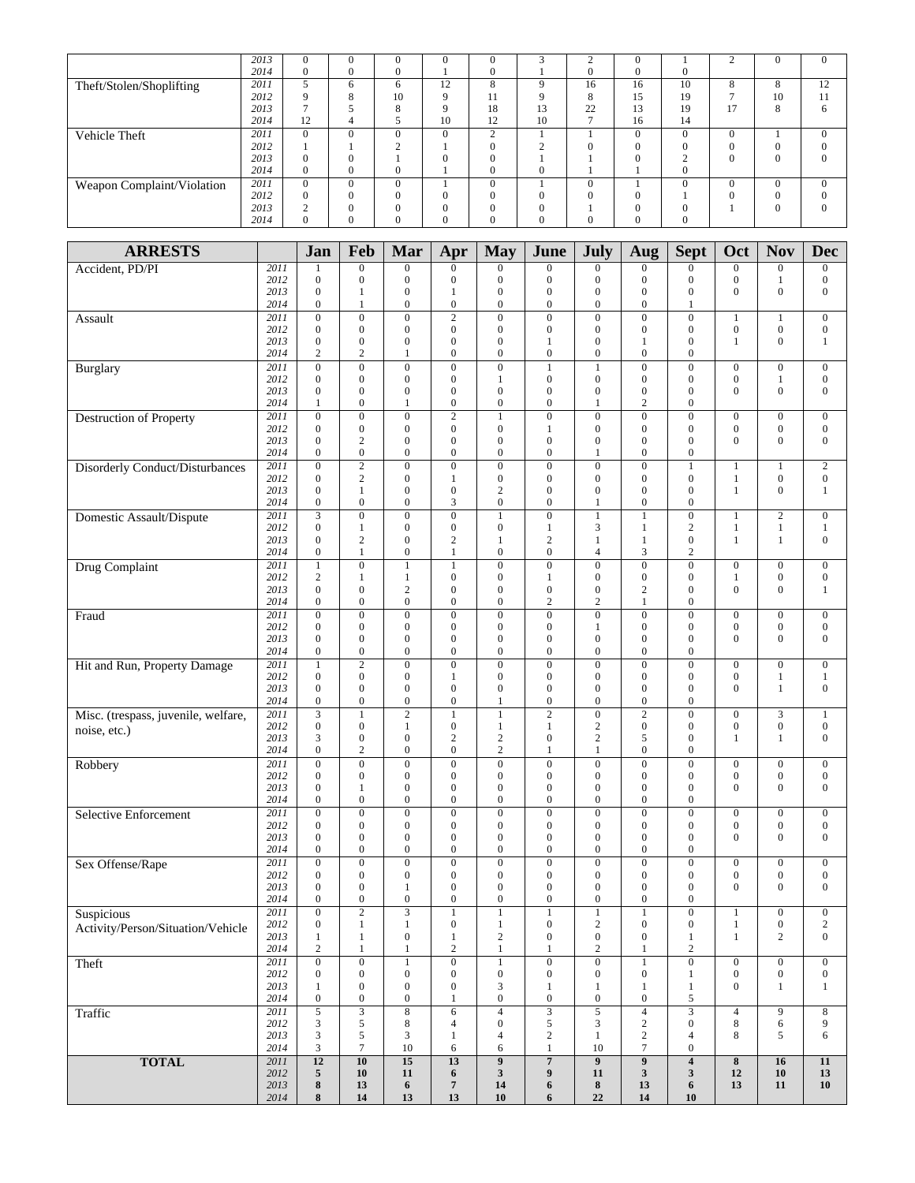| | | | | | | | | | | | | | |
|---|---|---|---|---|---|---|---|---|---|---|---|---|---|
| | 2013 | 0 | 0 | 0 | 0 | 0 | 3 | 2 | 0 | 1 | 2 | 0 | 0 |
| | 2014 | 0 | 0 | 0 | 1 | 0 | 1 | 0 | 0 | 0 | | | |
| Theft/Stolen/Shoplifting | 2011 | 5 | 6 | 6 | 12 | 8 | 9 | 16 | 16 | 10 | 8 | 8 | 12 |
| | 2012 | 9 | 8 | 10 | 9 | 11 | 9 | 8 | 15 | 19 | 7 | 10 | 11 |
| | 2013 | 7 | 5 | 8 | 9 | 18 | 13 | 22 | 13 | 19 | 17 | 8 | 6 |
| | 2014 | 12 | 4 | 5 | 10 | 12 | 10 | 7 | 16 | 14 | | | |
| Vehicle Theft | 2011 | 0 | 0 | 0 | 0 | 2 | 1 | 1 | 0 | 0 | 0 | 1 | 0 |
| | 2012 | 1 | 1 | 2 | 1 | 0 | 2 | 0 | 0 | 0 | 0 | 0 | 0 |
| | 2013 | 0 | 0 | 1 | 0 | 0 | 1 | 1 | 0 | 2 | 0 | 0 | 0 |
| | 2014 | 0 | 0 | 0 | 1 | 0 | 0 | 1 | 1 | 0 | | | |
| Weapon Complaint/Violation | 2011 | 0 | 0 | 0 | 1 | 0 | 1 | 0 | 1 | 0 | 0 | 0 | 0 |
| | 2012 | 0 | 0 | 0 | 0 | 0 | 0 | 0 | 0 | 1 | 0 | 0 | 0 |
| | 2013 | 2 | 0 | 0 | 0 | 0 | 0 | 1 | 0 | 0 | 1 | 0 | 0 |
| | 2014 | 0 | 0 | 0 | 0 | 0 | 0 | 0 | 0 | 0 | | | |

| ARRESTS | | Jan | Feb | Mar | Apr | May | June | July | Aug | Sept | Oct | Nov | Dec |
|---|---|---|---|---|---|---|---|---|---|---|---|---|---|
| Accident, PD/PI | 2011 | 1 | 0 | 0 | 0 | 0 | 0 | 0 | 0 | 0 | 0 | 0 | 0 |
| | 2012 | 0 | 0 | 0 | 0 | 0 | 0 | 0 | 0 | 0 | 0 | 1 | 0 |
| | 2013 | 0 | 1 | 0 | 1 | 0 | 0 | 0 | 0 | 0 | 0 | 0 | 0 |
| | 2014 | 0 | 1 | 0 | 0 | 0 | 0 | 0 | 0 | 1 | | | |
| Assault | 2011 | 0 | 0 | 0 | 2 | 0 | 0 | 0 | 0 | 0 | 1 | 1 | 0 |
| | 2012 | 0 | 0 | 0 | 0 | 0 | 0 | 0 | 0 | 0 | 0 | 0 | 0 |
| | 2013 | 0 | 0 | 0 | 0 | 0 | 1 | 0 | 1 | 0 | 1 | 0 | 1 |
| | 2014 | 2 | 2 | 1 | 0 | 0 | 0 | 0 | 0 | 0 | | | |
| Burglary | 2011 | 0 | 0 | 0 | 0 | 0 | 1 | 1 | 0 | 0 | 0 | 0 | 0 |
| | 2012 | 0 | 0 | 0 | 0 | 1 | 0 | 0 | 0 | 0 | 0 | 1 | 0 |
| | 2013 | 0 | 0 | 0 | 0 | 0 | 0 | 0 | 0 | 0 | 0 | 0 | 0 |
| | 2014 | 1 | 0 | 1 | 0 | 0 | 0 | 1 | 2 | 0 | | | |
| Destruction of Property | 2011 | 0 | 0 | 0 | 2 | 1 | 0 | 0 | 0 | 0 | 0 | 0 | 0 |
| | 2012 | 0 | 0 | 0 | 0 | 0 | 1 | 0 | 0 | 0 | 0 | 0 | 0 |
| | 2013 | 0 | 2 | 0 | 0 | 0 | 0 | 0 | 0 | 0 | 0 | 0 | 0 |
| | 2014 | 0 | 0 | 0 | 0 | 0 | 0 | 1 | 0 | 0 | | | |
| Disorderly Conduct/Disturbances | 2011 | 0 | 2 | 0 | 0 | 0 | 0 | 0 | 0 | 1 | 1 | 1 | 2 |
| | 2012 | 0 | 2 | 0 | 1 | 0 | 0 | 0 | 0 | 0 | 1 | 0 | 0 |
| | 2013 | 0 | 1 | 0 | 0 | 2 | 0 | 0 | 0 | 0 | 1 | 0 | 1 |
| | 2014 | 0 | 0 | 0 | 3 | 0 | 0 | 1 | 0 | 0 | | | |
| Domestic Assault/Dispute | 2011 | 3 | 0 | 0 | 0 | 1 | 0 | 1 | 1 | 0 | 1 | 2 | 0 |
| | 2012 | 0 | 1 | 0 | 0 | 0 | 1 | 3 | 1 | 2 | 1 | 1 | 1 |
| | 2013 | 0 | 2 | 0 | 2 | 1 | 2 | 1 | 1 | 0 | 1 | 1 | 0 |
| | 2014 | 0 | 1 | 0 | 1 | 0 | 0 | 4 | 3 | 2 | | | |
| Drug Complaint | 2011 | 1 | 0 | 1 | 1 | 0 | 0 | 0 | 0 | 0 | 0 | 0 | 0 |
| | 2012 | 2 | 1 | 1 | 0 | 0 | 1 | 0 | 0 | 0 | 1 | 0 | 0 |
| | 2013 | 0 | 0 | 2 | 0 | 0 | 0 | 0 | 2 | 0 | 0 | 0 | 1 |
| | 2014 | 0 | 0 | 0 | 0 | 0 | 2 | 2 | 1 | 0 | | | |
| Fraud | 2011 | 0 | 0 | 0 | 0 | 0 | 0 | 0 | 0 | 0 | 0 | 0 | 0 |
| | 2012 | 0 | 0 | 0 | 0 | 0 | 0 | 1 | 0 | 0 | 0 | 0 | 0 |
| | 2013 | 0 | 0 | 0 | 0 | 0 | 0 | 0 | 0 | 0 | 0 | 0 | 0 |
| | 2014 | 0 | 0 | 0 | 0 | 0 | 0 | 0 | 0 | 0 | | | |
| Hit and Run, Property Damage | 2011 | 1 | 2 | 0 | 0 | 0 | 0 | 0 | 0 | 0 | 0 | 0 | 0 |
| | 2012 | 0 | 0 | 0 | 1 | 0 | 0 | 0 | 0 | 0 | 0 | 1 | 1 |
| | 2013 | 0 | 0 | 0 | 0 | 0 | 0 | 0 | 0 | 0 | 0 | 1 | 0 |
| | 2014 | 0 | 0 | 0 | 0 | 1 | 0 | 0 | 0 | 0 | | | |
| Misc. (trespass, juvenile, welfare, noise, etc.) | 2011 | 3 | 1 | 2 | 1 | 1 | 2 | 0 | 2 | 0 | 0 | 3 | 1 |
| | 2012 | 0 | 0 | 1 | 0 | 1 | 1 | 2 | 0 | 0 | 0 | 0 | 0 |
| | 2013 | 3 | 0 | 0 | 2 | 2 | 0 | 2 | 5 | 0 | 1 | 1 | 0 |
| | 2014 | 0 | 2 | 0 | 0 | 2 | 1 | 1 | 0 | 0 | | | |
| Robbery | 2011 | 0 | 0 | 0 | 0 | 0 | 0 | 0 | 0 | 0 | 0 | 0 | 0 |
| | 2012 | 0 | 0 | 0 | 0 | 0 | 0 | 0 | 0 | 0 | 0 | 0 | 0 |
| | 2013 | 0 | 1 | 0 | 0 | 0 | 0 | 0 | 0 | 0 | 0 | 0 | 0 |
| | 2014 | 0 | 0 | 0 | 0 | 0 | 0 | 0 | 0 | 0 | | | |
| Selective Enforcement | 2011 | 0 | 0 | 0 | 0 | 0 | 0 | 0 | 0 | 0 | 0 | 0 | 0 |
| | 2012 | 0 | 0 | 0 | 0 | 0 | 0 | 0 | 0 | 0 | 0 | 0 | 0 |
| | 2013 | 0 | 0 | 0 | 0 | 0 | 0 | 0 | 0 | 0 | 0 | 0 | 0 |
| | 2014 | 0 | 0 | 0 | 0 | 0 | 0 | 0 | 0 | 0 | | | |
| Sex Offense/Rape | 2011 | 0 | 0 | 0 | 0 | 0 | 0 | 0 | 0 | 0 | 0 | 0 | 0 |
| | 2012 | 0 | 0 | 0 | 0 | 0 | 0 | 0 | 0 | 0 | 0 | 0 | 0 |
| | 2013 | 0 | 0 | 1 | 0 | 0 | 0 | 0 | 0 | 0 | 0 | 0 | 0 |
| | 2014 | 0 | 0 | 0 | 0 | 0 | 0 | 0 | 0 | 0 | | | |
| Suspicious Activity/Person/Situation/Vehicle | 2011 | 0 | 2 | 3 | 1 | 1 | 1 | 1 | 1 | 0 | 1 | 0 | 0 |
| | 2012 | 0 | 1 | 1 | 0 | 1 | 0 | 2 | 0 | 0 | 1 | 0 | 2 |
| | 2013 | 1 | 1 | 0 | 1 | 2 | 0 | 0 | 0 | 1 | 1 | 2 | 0 |
| | 2014 | 2 | 1 | 1 | 2 | 1 | 1 | 2 | 1 | 2 | | | |
| Theft | 2011 | 0 | 0 | 1 | 0 | 1 | 0 | 0 | 1 | 0 | 0 | 0 | 0 |
| | 2012 | 0 | 0 | 0 | 0 | 0 | 0 | 0 | 0 | 1 | 0 | 0 | 0 |
| | 2013 | 1 | 0 | 0 | 0 | 3 | 1 | 1 | 1 | 1 | 0 | 1 | 1 |
| | 2014 | 0 | 0 | 0 | 1 | 0 | 0 | 0 | 0 | 5 | | | |
| Traffic | 2011 | 5 | 3 | 8 | 6 | 4 | 3 | 5 | 4 | 3 | 4 | 9 | 8 |
| | 2012 | 3 | 5 | 8 | 4 | 0 | 5 | 3 | 2 | 0 | 8 | 6 | 9 |
| | 2013 | 3 | 5 | 3 | 1 | 4 | 2 | 1 | 2 | 4 | 8 | 5 | 6 |
| | 2014 | 3 | 7 | 10 | 6 | 6 | 1 | 10 | 7 | 0 | | | |
| **TOTAL** | 2011 | **12** | **10** | **15** | **13** | **9** | **7** | **9** | **9** | **4** | **8** | **16** | **11** |
| | 2012 | **5** | **10** | **11** | **6** | **3** | **9** | **11** | **3** | **3** | **12** | **10** | **13** |
| | 2013 | **8** | **13** | **6** | **7** | **14** | **6** | **8** | **13** | **6** | **13** | **11** | **10** |
| | 2014 | **8** | **14** | **13** | **13** | **10** | **6** | **22** | **14** | **10** | | | |